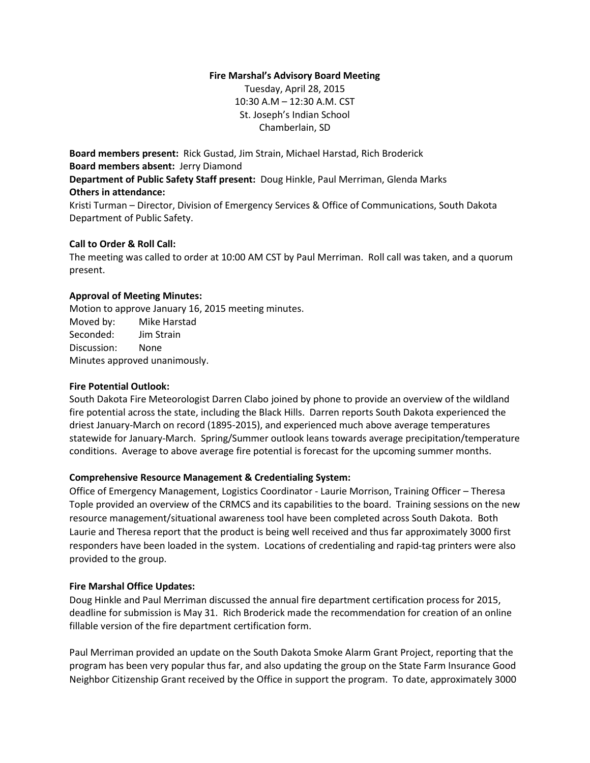**Fire Marshal's Advisory Board Meeting**

Tuesday, April 28, 2015
10:30 A.M – 12:30 A.M. CST
St. Joseph's Indian School
Chamberlain, SD

**Board members present:** Rick Gustad, Jim Strain, Michael Harstad, Rich Broderick
**Board members absent:** Jerry Diamond
**Department of Public Safety Staff present:** Doug Hinkle, Paul Merriman, Glenda Marks
**Others in attendance:**
Kristi Turman – Director, Division of Emergency Services & Office of Communications, South Dakota Department of Public Safety.

**Call to Order & Roll Call:**
The meeting was called to order at 10:00 AM CST by Paul Merriman. Roll call was taken, and a quorum present.

**Approval of Meeting Minutes:**
Motion to approve January 16, 2015 meeting minutes.
Moved by: Mike Harstad
Seconded: Jim Strain
Discussion: None
Minutes approved unanimously.

**Fire Potential Outlook:**
South Dakota Fire Meteorologist Darren Clabo joined by phone to provide an overview of the wildland fire potential across the state, including the Black Hills. Darren reports South Dakota experienced the driest January-March on record (1895-2015), and experienced much above average temperatures statewide for January-March. Spring/Summer outlook leans towards average precipitation/temperature conditions. Average to above average fire potential is forecast for the upcoming summer months.

**Comprehensive Resource Management & Credentialing System:**
Office of Emergency Management, Logistics Coordinator - Laurie Morrison, Training Officer – Theresa Tople provided an overview of the CRMCS and its capabilities to the board. Training sessions on the new resource management/situational awareness tool have been completed across South Dakota. Both Laurie and Theresa report that the product is being well received and thus far approximately 3000 first responders have been loaded in the system. Locations of credentialing and rapid-tag printers were also provided to the group.

**Fire Marshal Office Updates:**
Doug Hinkle and Paul Merriman discussed the annual fire department certification process for 2015, deadline for submission is May 31. Rich Broderick made the recommendation for creation of an online fillable version of the fire department certification form.

Paul Merriman provided an update on the South Dakota Smoke Alarm Grant Project, reporting that the program has been very popular thus far, and also updating the group on the State Farm Insurance Good Neighbor Citizenship Grant received by the Office in support the program. To date, approximately 3000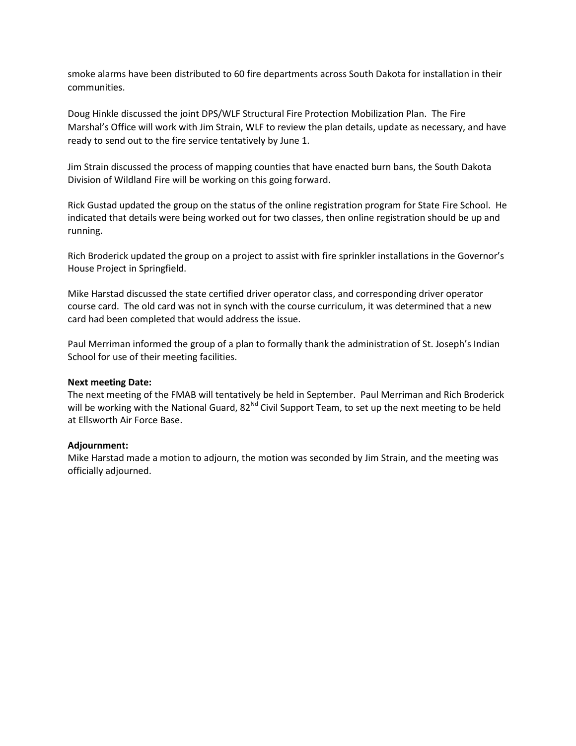smoke alarms have been distributed to 60 fire departments across South Dakota for installation in their communities.

Doug Hinkle discussed the joint DPS/WLF Structural Fire Protection Mobilization Plan. The Fire Marshal's Office will work with Jim Strain, WLF to review the plan details, update as necessary, and have ready to send out to the fire service tentatively by June 1.

Jim Strain discussed the process of mapping counties that have enacted burn bans, the South Dakota Division of Wildland Fire will be working on this going forward.

Rick Gustad updated the group on the status of the online registration program for State Fire School. He indicated that details were being worked out for two classes, then online registration should be up and running.

Rich Broderick updated the group on a project to assist with fire sprinkler installations in the Governor's House Project in Springfield.

Mike Harstad discussed the state certified driver operator class, and corresponding driver operator course card. The old card was not in synch with the course curriculum, it was determined that a new card had been completed that would address the issue.

Paul Merriman informed the group of a plan to formally thank the administration of St. Joseph's Indian School for use of their meeting facilities.

**Next meeting Date:**
The next meeting of the FMAB will tentatively be held in September. Paul Merriman and Rich Broderick will be working with the National Guard, 82Nd Civil Support Team, to set up the next meeting to be held at Ellsworth Air Force Base.

**Adjournment:**
Mike Harstad made a motion to adjourn, the motion was seconded by Jim Strain, and the meeting was officially adjourned.